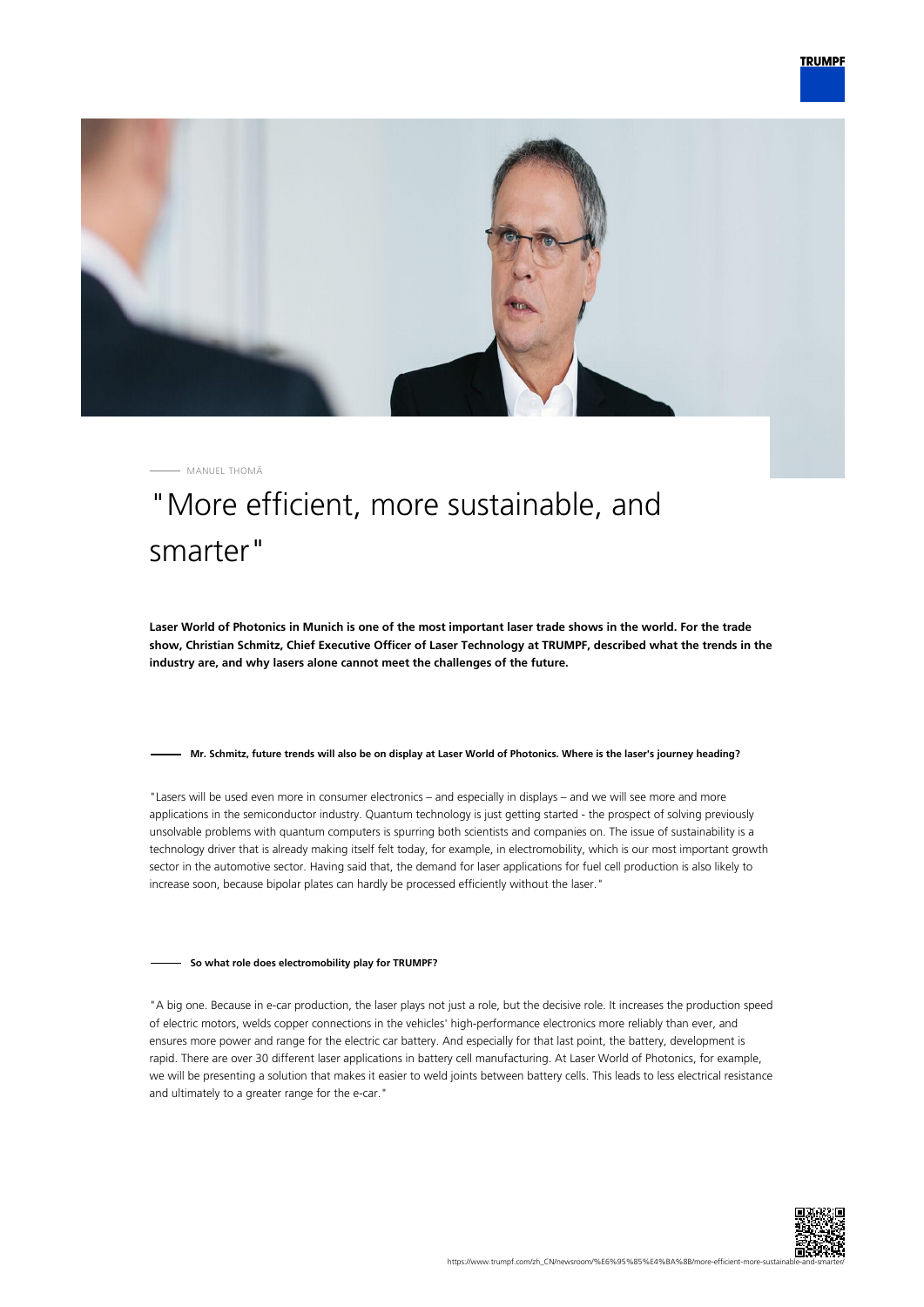MANUEL THOMÄ

# "More efficient, more sustainable, and smarter"

**Laser World of Photonics in Munich is one of the most important laser trade shows in the world. For the trade show, Christian Schmitz, Chief Executive Officer of Laser Technology at TRUMPF, described what the trends in the industry are, and why lasers alone cannot meet the challenges of the future.**

#### Mr. Schmitz, future trends will also be on display at Laser World of Photonics. Where is the laser's journey heading?

"Lasers will be used even more in consumer electronics – and especially in displays – and we will see more and more applications in the semiconductor industry. Quantum technology is just getting started - the prospect of solving previously unsolvable problems with quantum computers is spurring both scientists and companies on. The issue of sustainability is a technology driver that is already making itself felt today, for example, in electromobility, which is our most important growth sector in the automotive sector. Having said that, the demand for laser applications for fuel cell production is also likely to increase soon, because bipolar plates can hardly be processed efficiently without the laser."

#### So what role does electromobility play for TRUMPF?

"A big one. Because in e-car production, the laser plays not just a role, but the decisive role. It increases the production speed of electric motors, welds copper connections in the vehicles' high-performance electronics more reliably than ever, and ensures more power and range for the electric car battery. And especially for that last point, the battery, development is rapid. There are over 30 different laser applications in battery cell manufacturing. At Laser World of Photonics, for example, we will be presenting a solution that makes it easier to weld joints between battery cells. This leads to less electrical resistance and ultimately to a greater range for the e-car."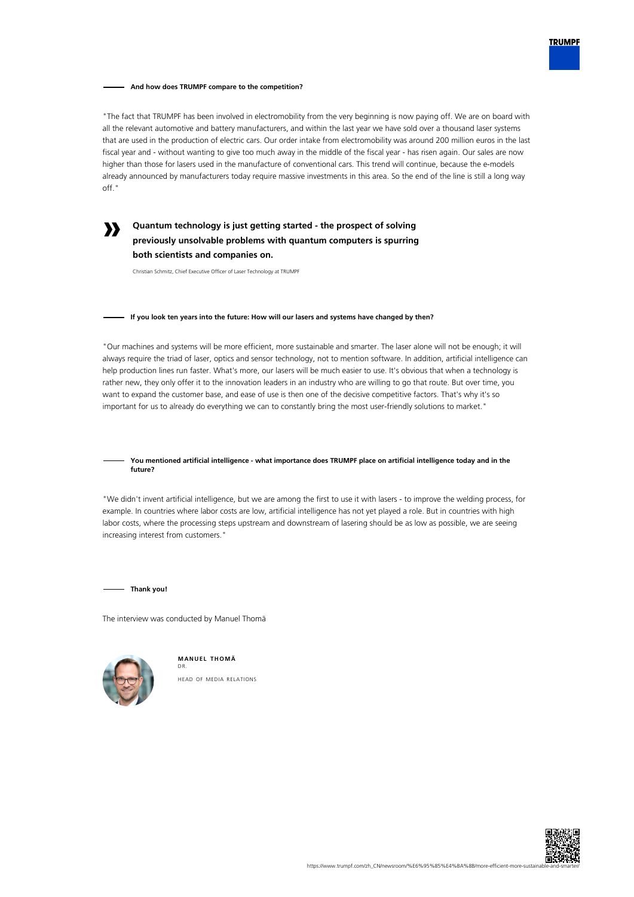**And how does TRUMPF compare to the competition?**

"The fact that TRUMPF has been involved in electromobility from the very beginning is now paying off. We are on board with all the relevant automotive and battery manufacturers, and within the last year we have sold over a thousand laser systems that are used in the production of electric cars. Our order intake from electromobility was around 200 million euros in the last fiscal year and - without wanting to give too much away in the middle of the fiscal year - has risen again. Our sales are now higher than those for lasers used in the manufacture of conventional cars. This trend will continue, because the e-models already announced by manufacturers today require massive investments in this area. So the end of the line is still a long way off."

> **Quantum technology is just getting started - the prospect of solving previously unsolvable problems with quantum computers is spurring both scientists and companies on.**
>
> Christian Schmitz, Chief Executive Officer of Laser Technology at TRUMPF

**If you look ten years into the future: How will our lasers and systems have changed by then?**

"Our machines and systems will be more efficient, more sustainable and smarter. The laser alone will not be enough; it will always require the triad of laser, optics and sensor technology, not to mention software. In addition, artificial intelligence can help production lines run faster. What's more, our lasers will be much easier to use. It's obvious that when a technology is rather new, they only offer it to the innovation leaders in an industry who are willing to go that route. But over time, you want to expand the customer base, and ease of use is then one of the decisive competitive factors. That's why it's so important for us to already do everything we can to constantly bring the most user-friendly solutions to market."

**You mentioned artificial intelligence - what importance does TRUMPF place on artificial intelligence today and in the future?**

"We didn't invent artificial intelligence, but we are among the first to use it with lasers - to improve the welding process, for example. In countries where labor costs are low, artificial intelligence has not yet played a role. But in countries with high labor costs, where the processing steps upstream and downstream of lasering should be as low as possible, we are seeing increasing interest from customers."

**Thank you!**

The interview was conducted by Manuel Thomä

**MANUEL THOMÄ**
DR.
HEAD OF MEDIA RELATIONS